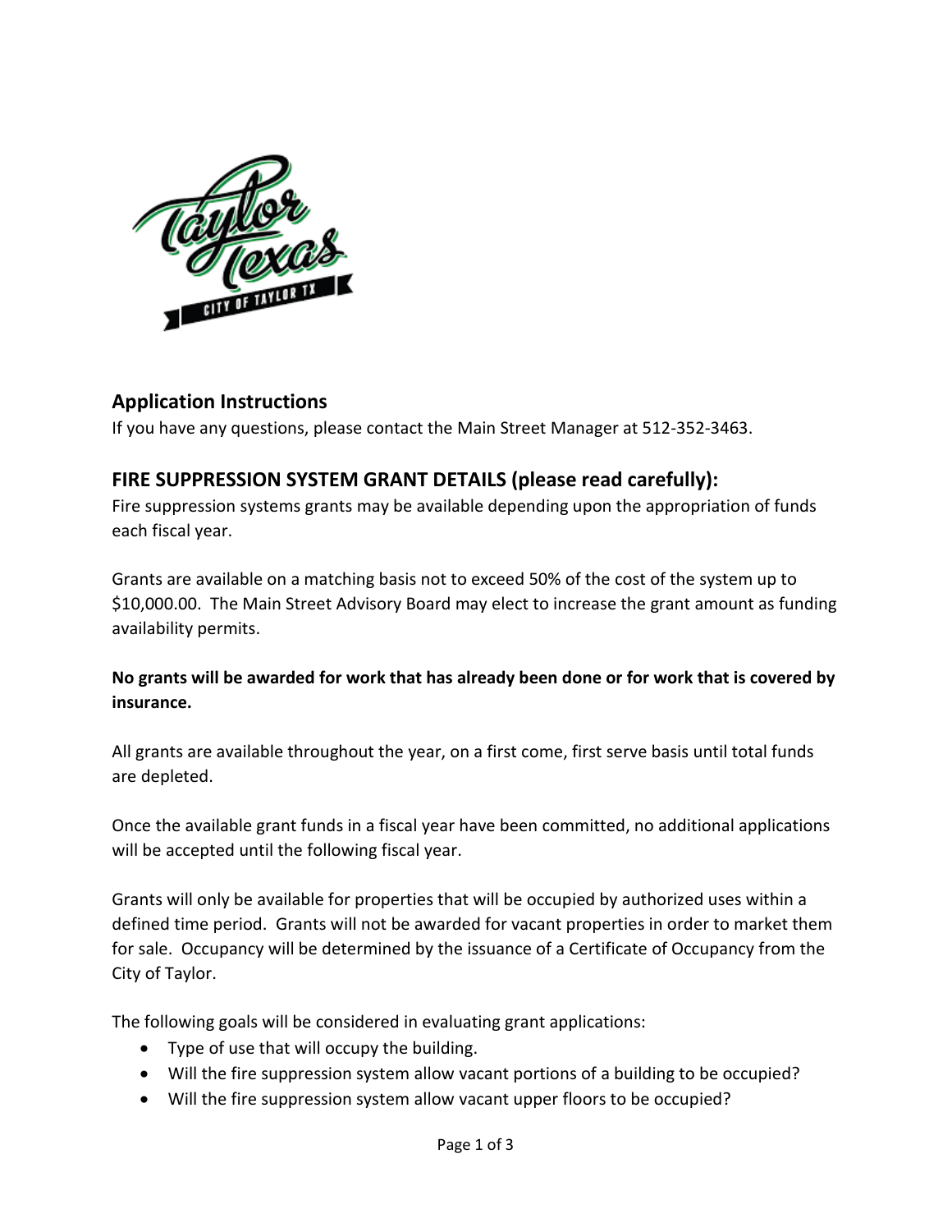## Application Instructions

If you have any questions, please contact the Main Street Manager at 512-352-3463.

## FIRE SUPPRESSION SYSTEM GRANT DETAILS (please read carefully):

Fire suppression systems grants may be available depending upon the appropriation of funds each fiscal year.

Grants are available on a matching basis not to exceed 50% of the cost of the system up to $10,000.00. The Main Street Advisory Board may elect to increase the grant amount as funding availability permits.

**No grants will be awarded for work that has already been done or for work that is covered by insurance.**

All grants are available throughout the year, on a first come, first serve basis until total funds are depleted.

Once the available grant funds in a fiscal year have been committed, no additional applications will be accepted until the following fiscal year.

Grants will only be available for properties that will be occupied by authorized uses within a defined time period. Grants will not be awarded for vacant properties in order to market them for sale. Occupancy will be determined by the issuance of a Certificate of Occupancy from the City of Taylor.

The following goals will be considered in evaluating grant applications:

- Type of use that will occupy the building.
- Will the fire suppression system allow vacant portions of a building to be occupied?
- Will the fire suppression system allow vacant upper floors to be occupied?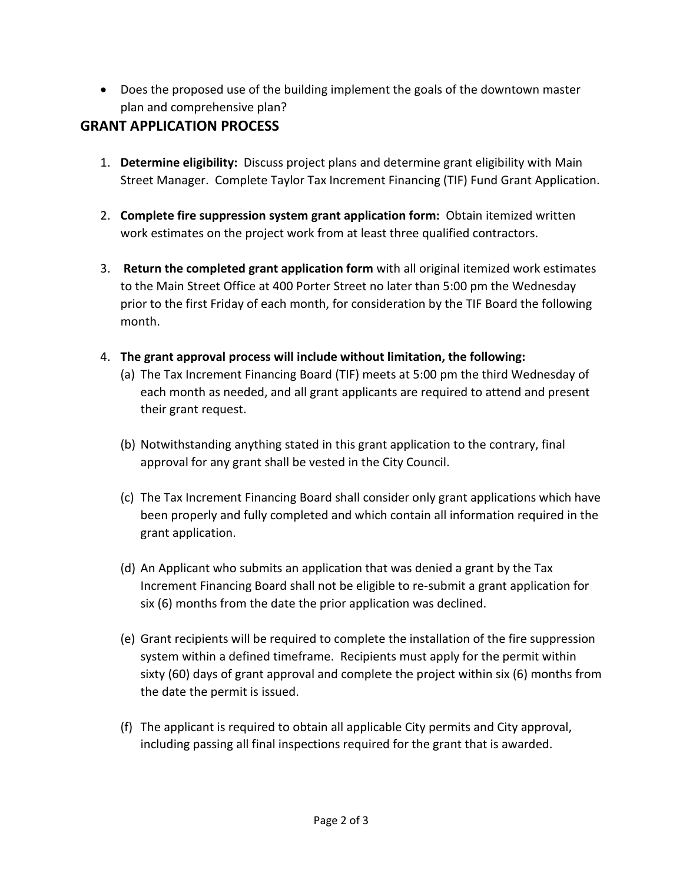- Does the proposed use of the building implement the goals of the downtown master plan and comprehensive plan?

## GRANT APPLICATION PROCESS

1. **Determine eligibility:** Discuss project plans and determine grant eligibility with Main Street Manager. Complete Taylor Tax Increment Financing (TIF) Fund Grant Application.

2. **Complete fire suppression system grant application form:** Obtain itemized written work estimates on the project work from at least three qualified contractors.

3. **Return the completed grant application form** with all original itemized work estimates to the Main Street Office at 400 Porter Street no later than 5:00 pm the Wednesday prior to the first Friday of each month, for consideration by the TIF Board the following month.

4. **The grant approval process will include without limitation, the following:**
   (a) The Tax Increment Financing Board (TIF) meets at 5:00 pm the third Wednesday of each month as needed, and all grant applicants are required to attend and present their grant request.

   (b) Notwithstanding anything stated in this grant application to the contrary, final approval for any grant shall be vested in the City Council.

   (c) The Tax Increment Financing Board shall consider only grant applications which have been properly and fully completed and which contain all information required in the grant application.

   (d) An Applicant who submits an application that was denied a grant by the Tax Increment Financing Board shall not be eligible to re-submit a grant application for six (6) months from the date the prior application was declined.

   (e) Grant recipients will be required to complete the installation of the fire suppression system within a defined timeframe. Recipients must apply for the permit within sixty (60) days of grant approval and complete the project within six (6) months from the date the permit is issued.

   (f) The applicant is required to obtain all applicable City permits and City approval, including passing all final inspections required for the grant that is awarded.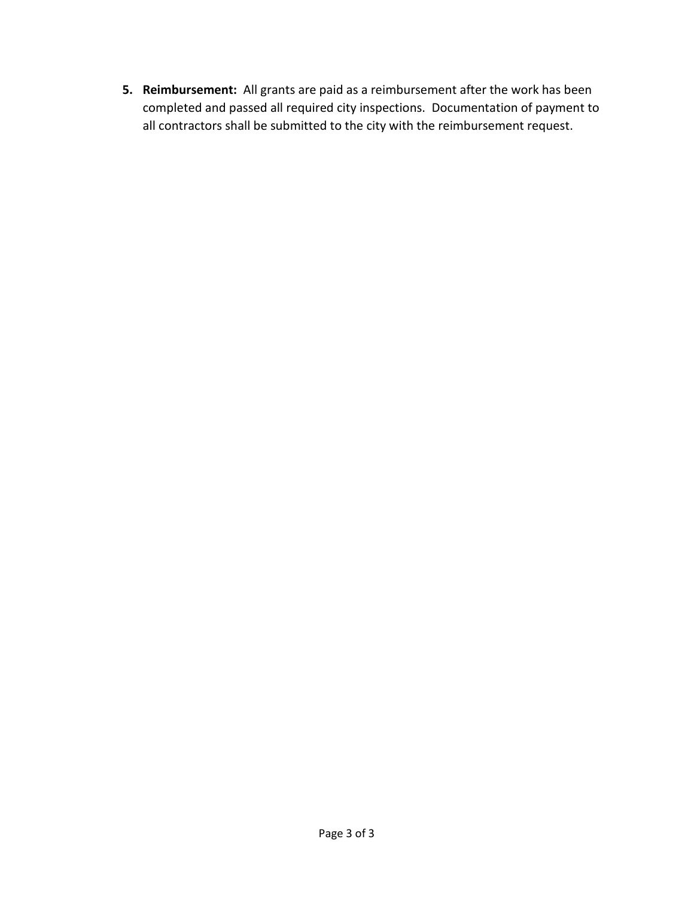5. **Reimbursement:** All grants are paid as a reimbursement after the work has been completed and passed all required city inspections. Documentation of payment to all contractors shall be submitted to the city with the reimbursement request.